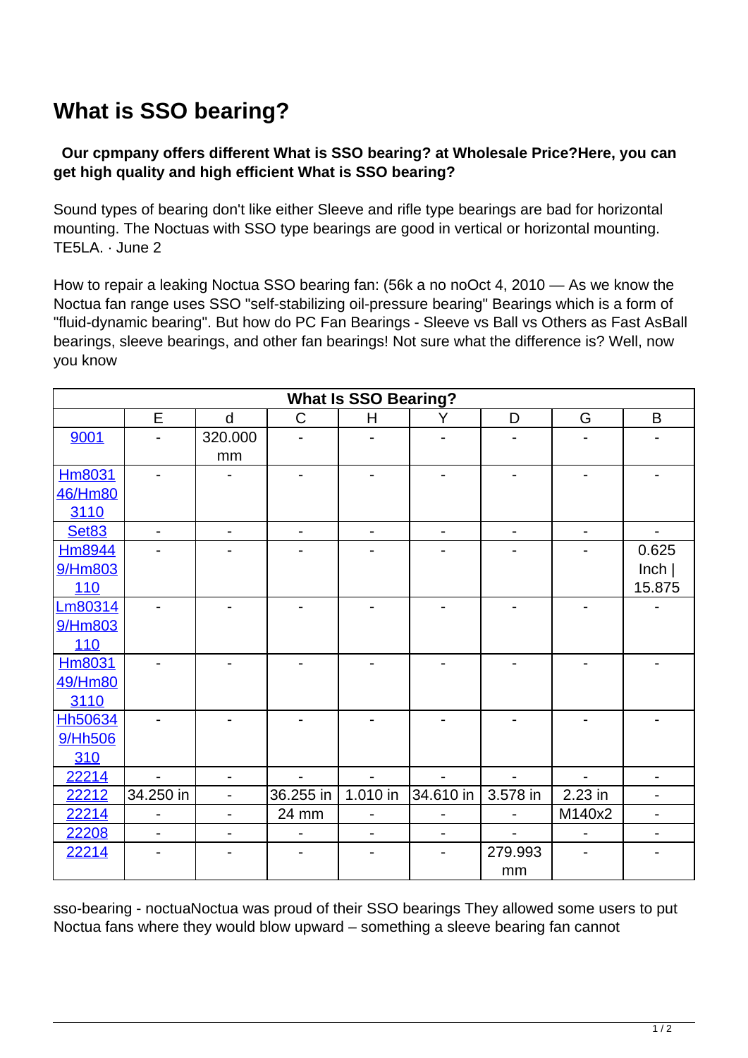# What is SSO bearing?

**Our cpmpany offers different What is SSO bearing? at Wholesale Price?Here, you can get high quality and high efficient What is SSO bearing?**

Sound types of bearing don't like either Sleeve and rifle type bearings are bad for horizontal mounting. The Noctuas with SSO type bearings are good in vertical or horizontal mounting. TE5LA. · June 2

How to repair a leaking Noctua SSO bearing fan: (56k a no noOct 4, 2010 — As we know the Noctua fan range uses SSO "self-stabilizing oil-pressure bearing" Bearings which is a form of "fluid-dynamic bearing". But how do PC Fan Bearings - Sleeve vs Ball vs Others as Fast AsBall bearings, sleeve bearings, and other fan bearings! Not sure what the difference is? Well, now you know

| What Is SSO Bearing? | | | | | | | | |
|---|---|---|---|---|---|---|---|---|
| | E | d | C | H | Y | D | G | B |
| 9001 | - | 320.000 mm | - | - | - | - | - | - |
| Hm803146/Hm803110 | - | - | - | - | - | - | - | - |
| Set83 | - | - | - | - | - | - | - | - |
| Hm89449/Hm803110 | - | - | - | - | - | - | - | 0.625 Inch \| 15.875 |
| Lm803149/Hm803110 | - | - | - | - | - | - | - | - |
| Hm803149/Hm803110 | - | - | - | - | - | - | - | - |
| Hh506349/Hh506310 | - | - | - | - | - | - | - | - |
| 22214 | - | - | - | - | - | - | - | - |
| 22212 | 34.250 in | - | 36.255 in | 1.010 in | 34.610 in | 3.578 in | 2.23 in | - |
| 22214 | - | - | 24 mm | - | - | - | M140x2 | - |
| 22208 | - | - | - | - | - | - | - | - |
| 22214 | - | - | - | - | - | 279.993 mm | - | - |

sso-bearing - noctuaNoctua was proud of their SSO bearings They allowed some users to put Noctua fans where they would blow upward – something a sleeve bearing fan cannot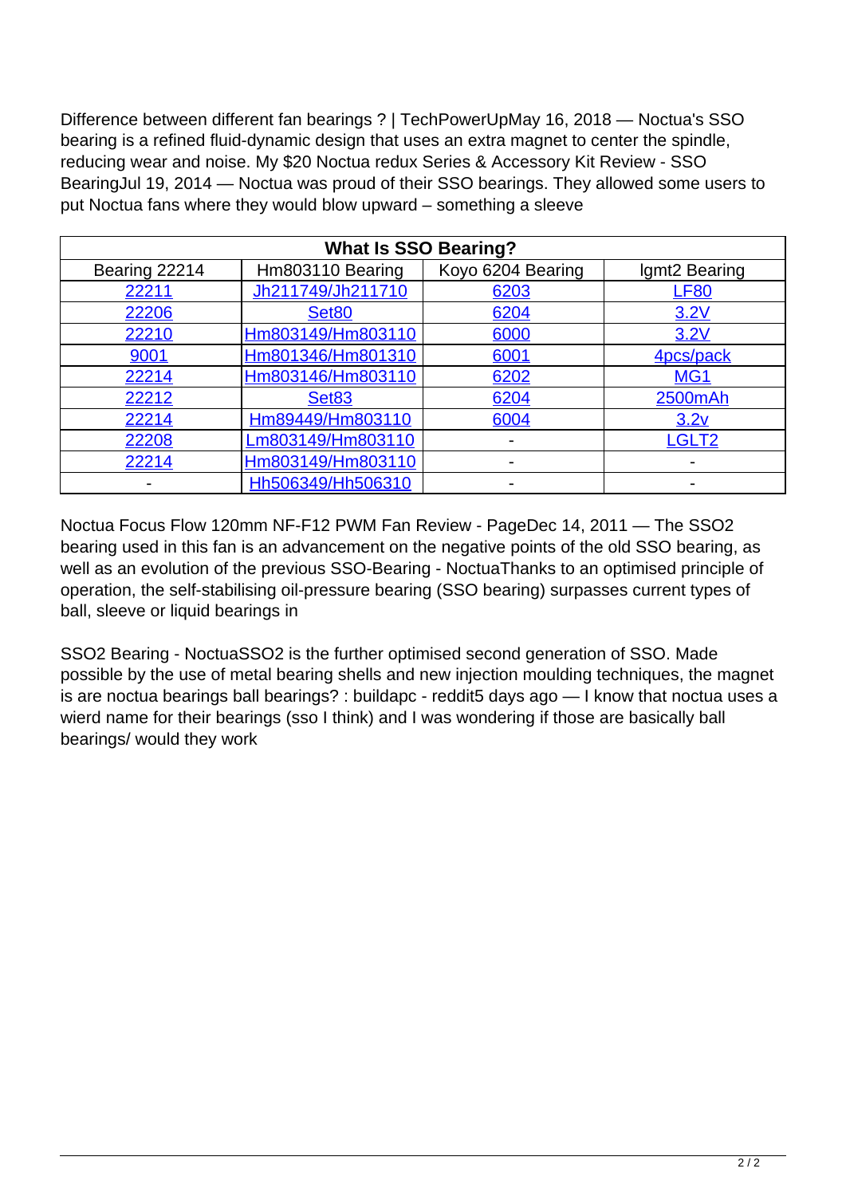Difference between different fan bearings ? | TechPowerUpMay 16, 2018 — Noctua's SSO bearing is a refined fluid-dynamic design that uses an extra magnet to center the spindle, reducing wear and noise. My $20 Noctua redux Series & Accessory Kit Review - SSO BearingJul 19, 2014 — Noctua was proud of their SSO bearings. They allowed some users to put Noctua fans where they would blow upward – something a sleeve

| What Is SSO Bearing? | | | |
|---|---|---|---|
| Bearing 22214 | Hm803110 Bearing | Koyo 6204 Bearing | Igmt2 Bearing |
| 22211 | Jh211749/Jh211710 | 6203 | LF80 |
| 22206 | Set80 | 6204 | 3.2V |
| 22210 | Hm803149/Hm803110 | 6000 | 3.2V |
| 9001 | Hm801346/Hm801310 | 6001 | 4pcs/pack |
| 22214 | Hm803146/Hm803110 | 6202 | MG1 |
| 22212 | Set83 | 6204 | 2500mAh |
| 22214 | Hm89449/Hm803110 | 6004 | 3.2v |
| 22208 | Lm803149/Hm803110 | - | LGLT2 |
| 22214 | Hm803149/Hm803110 | - | - |
| - | Hh506349/Hh506310 | - | - |

Noctua Focus Flow 120mm NF-F12 PWM Fan Review - PageDec 14, 2011 — The SSO2 bearing used in this fan is an advancement on the negative points of the old SSO bearing, as well as an evolution of the previous SSO-Bearing - NoctuaThanks to an optimised principle of operation, the self-stabilising oil-pressure bearing (SSO bearing) surpasses current types of ball, sleeve or liquid bearings in

SSO2 Bearing - NoctuaSSO2 is the further optimised second generation of SSO. Made possible by the use of metal bearing shells and new injection moulding techniques, the magnet is are noctua bearings ball bearings? : buildapc - reddit5 days ago — I know that noctua uses a wierd name for their bearings (sso I think) and I was wondering if those are basically ball bearings/ would they work